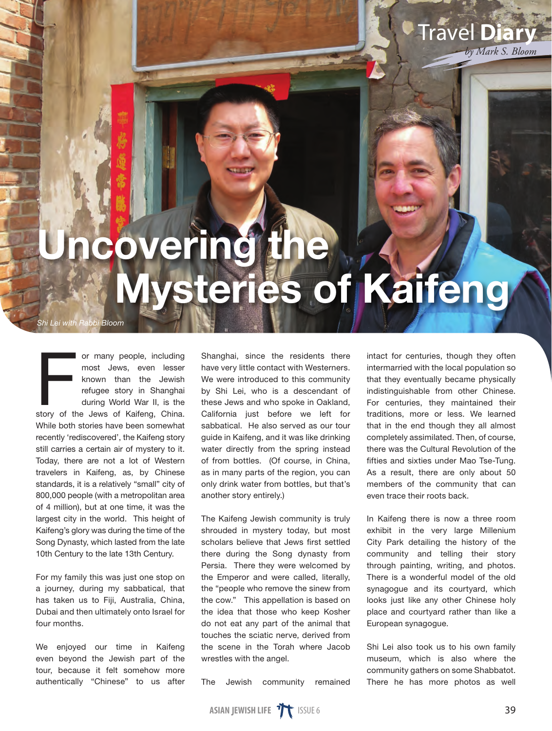Travel **Diary**

*by Mark S. Bloom*

# Uncovering the Mysteries of Kaifeng

*Shi Lei with Rabbi Bloom*

For many people, including most Jews, even lesser known than the Jewish refugee story in Shanghai during World War II, is the story of the Jews of Kaifeng, China. While both stories have been somewhat recently 'rediscovered', the Kaifeng story still carries a certain air of mystery to it. Today, there are not a lot of Western travelers in Kaifeng, as, by Chinese standards, it is a relatively "small" city of 800,000 people (with a metropolitan area of 4 million), but at one time, it was the largest city in the world. This height of Kaifeng's glory was during the time of the Song Dynasty, which lasted from the late 10th Century to the late 13th Century.

For my family this was just one stop on a journey, during my sabbatical, that has taken us to Fiji, Australia, China, Dubai and then ultimately onto Israel for four months.

We enjoyed our time in Kaifeng even beyond the Jewish part of the tour, because it felt somehow more authentically "Chinese" to us after Shanghai, since the residents there have very little contact with Westerners. We were introduced to this community by Shi Lei, who is a descendant of these Jews and who spoke in Oakland, California just before we left for sabbatical. He also served as our tour guide in Kaifeng, and it was like drinking water directly from the spring instead of from bottles. (Of course, in China, as in many parts of the region, you can only drink water from bottles, but that's another story entirely.)

The Kaifeng Jewish community is truly shrouded in mystery today, but most scholars believe that Jews first settled there during the Song dynasty from Persia. There they were welcomed by the Emperor and were called, literally, the "people who remove the sinew from the cow." This appellation is based on the idea that those who keep Kosher do not eat any part of the animal that touches the sciatic nerve, derived from the scene in the Torah where Jacob wrestles with the angel.

The Jewish community remained intact for centuries, though they often intermarried with the local population so that they eventually became physically indistinguishable from other Chinese. For centuries, they maintained their traditions, more or less. We learned that in the end though they all almost completely assimilated. Then, of course, there was the Cultural Revolution of the fifties and sixties under Mao Tse-Tung. As a result, there are only about 50 members of the community that can even trace their roots back.

In Kaifeng there is now a three room exhibit in the very large Millenium City Park detailing the history of the community and telling their story through painting, writing, and photos. There is a wonderful model of the old synagogue and its courtyard, which looks just like any other Chinese holy place and courtyard rather than like a European synagogue.

Shi Lei also took us to his own family museum, which is also where the community gathers on some Shabbatot. There he has more photos as well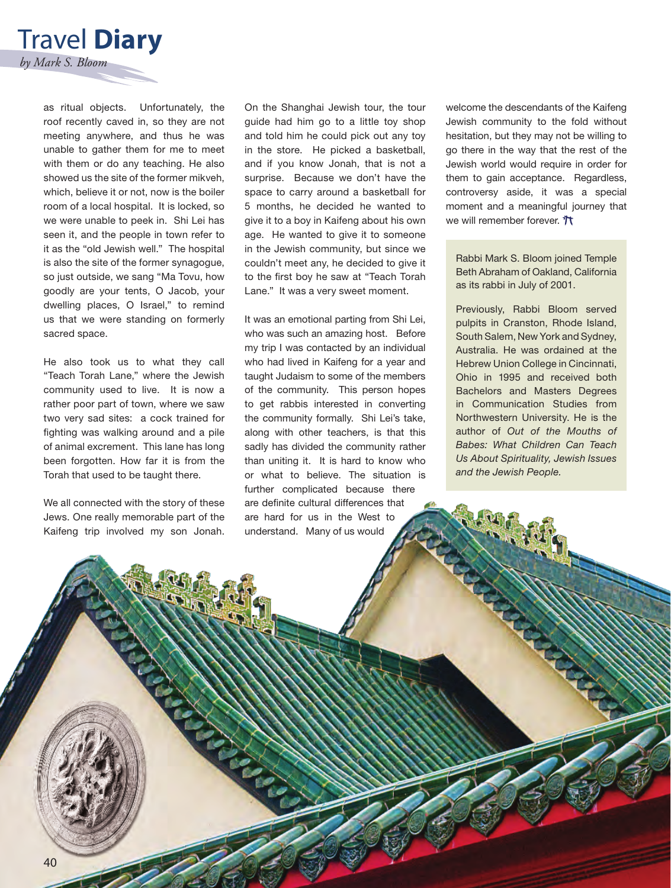## Travel Diary

*by Mark S. Bloom*

as ritual objects. Unfortunately, the roof recently caved in, so they are not meeting anywhere, and thus he was unable to gather them for me to meet with them or do any teaching. He also showed us the site of the former mikveh, which, believe it or not, now is the boiler room of a local hospital. It is locked, so we were unable to peek in. Shi Lei has seen it, and the people in town refer to it as the "old Jewish well." The hospital is also the site of the former synagogue, so just outside, we sang "Ma Tovu, how goodly are your tents, O Jacob, your dwelling places, O Israel," to remind us that we were standing on formerly sacred space.

He also took us to what they call "Teach Torah Lane," where the Jewish community used to live. It is now a rather poor part of town, where we saw two very sad sites: a cock trained for fighting was walking around and a pile of animal excrement. This lane has long been forgotten. How far it is from the Torah that used to be taught there.

We all connected with the story of these Jews. One really memorable part of the Kaifeng trip involved my son Jonah. On the Shanghai Jewish tour, the tour guide had him go to a little toy shop and told him he could pick out any toy in the store. He picked a basketball, and if you know Jonah, that is not a surprise. Because we don't have the space to carry around a basketball for 5 months, he decided he wanted to give it to a boy in Kaifeng about his own age. He wanted to give it to someone in the Jewish community, but since we couldn't meet any, he decided to give it to the first boy he saw at "Teach Torah Lane." It was a very sweet moment.

It was an emotional parting from Shi Lei, who was such an amazing host. Before my trip I was contacted by an individual who had lived in Kaifeng for a year and taught Judaism to some of the members of the community. This person hopes to get rabbis interested in converting the community formally. Shi Lei's take, along with other teachers, is that this sadly has divided the community rather than uniting it. It is hard to know who or what to believe. The situation is further complicated because there are definite cultural differences that are hard for us in the West to understand. Many of us would welcome the descendants of the Kaifeng Jewish community to the fold without hesitation, but they may not be willing to go there in the way that the rest of the Jewish world would require in order for them to gain acceptance. Regardless, controversy aside, it was a special moment and a meaningful journey that we will remember forever.

Rabbi Mark S. Bloom joined Temple Beth Abraham of Oakland, California as its rabbi in July of 2001.

Previously, Rabbi Bloom served pulpits in Cranston, Rhode Island, South Salem, New York and Sydney, Australia. He was ordained at the Hebrew Union College in Cincinnati, Ohio in 1995 and received both Bachelors and Masters Degrees in Communication Studies from Northwestern University. He is the author of *Out of the Mouths of Babes: What Children Can Teach Us About Spirituality, Jewish Issues and the Jewish People.*